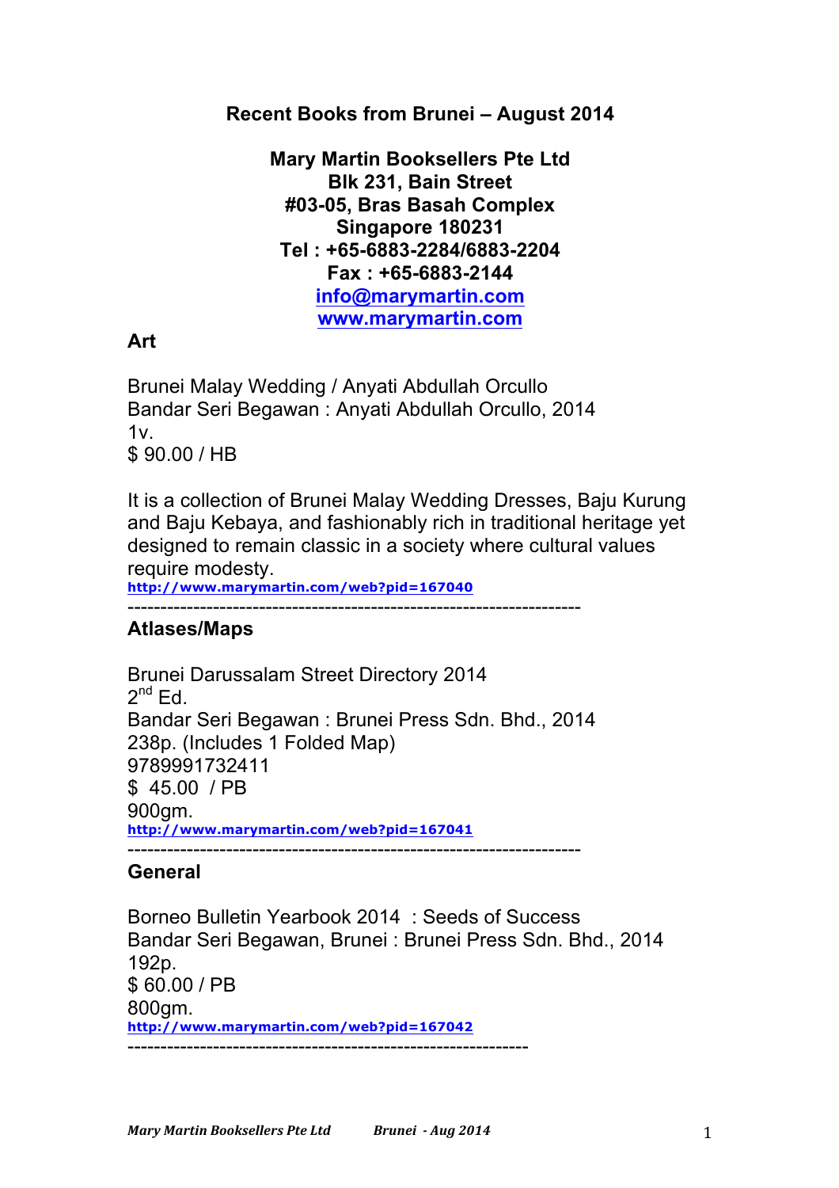**Recent Books from Brunei – August 2014**

**Mary Martin Booksellers Pte Ltd**
**Blk 231, Bain Street**
**#03-05, Bras Basah Complex**
**Singapore 180231**
**Tel : +65-6883-2284/6883-2204**
**Fax : +65-6883-2144**
**info@marymartin.com**
**www.marymartin.com**

## Art

Brunei Malay Wedding / Anyati Abdullah Orcullo
Bandar Seri Begawan : Anyati Abdullah Orcullo, 2014
1v.
$ 90.00 / HB

It is a collection of Brunei Malay Wedding Dresses, Baju Kurung and Baju Kebaya, and fashionably rich in traditional heritage yet designed to remain classic in a society where cultural values require modesty.
http://www.marymartin.com/web?pid=167040

------------------------------------------------------------------

## Atlases/Maps

Brunei Darussalam Street Directory 2014
2nd Ed.
Bandar Seri Begawan : Brunei Press Sdn. Bhd., 2014
238p. (Includes 1 Folded Map)
9789991732411
$ 45.00 / PB
900gm.
http://www.marymartin.com/web?pid=167041

------------------------------------------------------------------

## General

Borneo Bulletin Yearbook 2014 : Seeds of Success
Bandar Seri Begawan, Brunei : Brunei Press Sdn. Bhd., 2014
192p.
$ 60.00 / PB
800gm.
http://www.marymartin.com/web?pid=167042

------------------------------------------------------------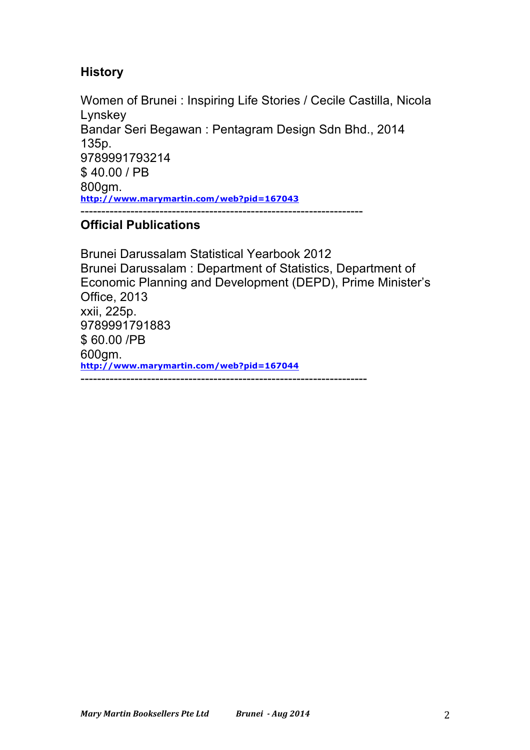## History

Women of Brunei : Inspiring Life Stories / Cecile Castilla, Nicola Lynskey
Bandar Seri Begawan : Pentagram Design Sdn Bhd., 2014
135p.
9789991793214
$ 40.00 / PB
800gm.
http://www.marymartin.com/web?pid=167043

-------------------------------------------------------------------

## Official Publications

Brunei Darussalam Statistical Yearbook 2012
Brunei Darussalam : Department of Statistics, Department of Economic Planning and Development (DEPD), Prime Minister's Office, 2013
xxii, 225p.
9789991791883
$ 60.00 /PB
600gm.
http://www.marymartin.com/web?pid=167044

-------------------------------------------------------------------